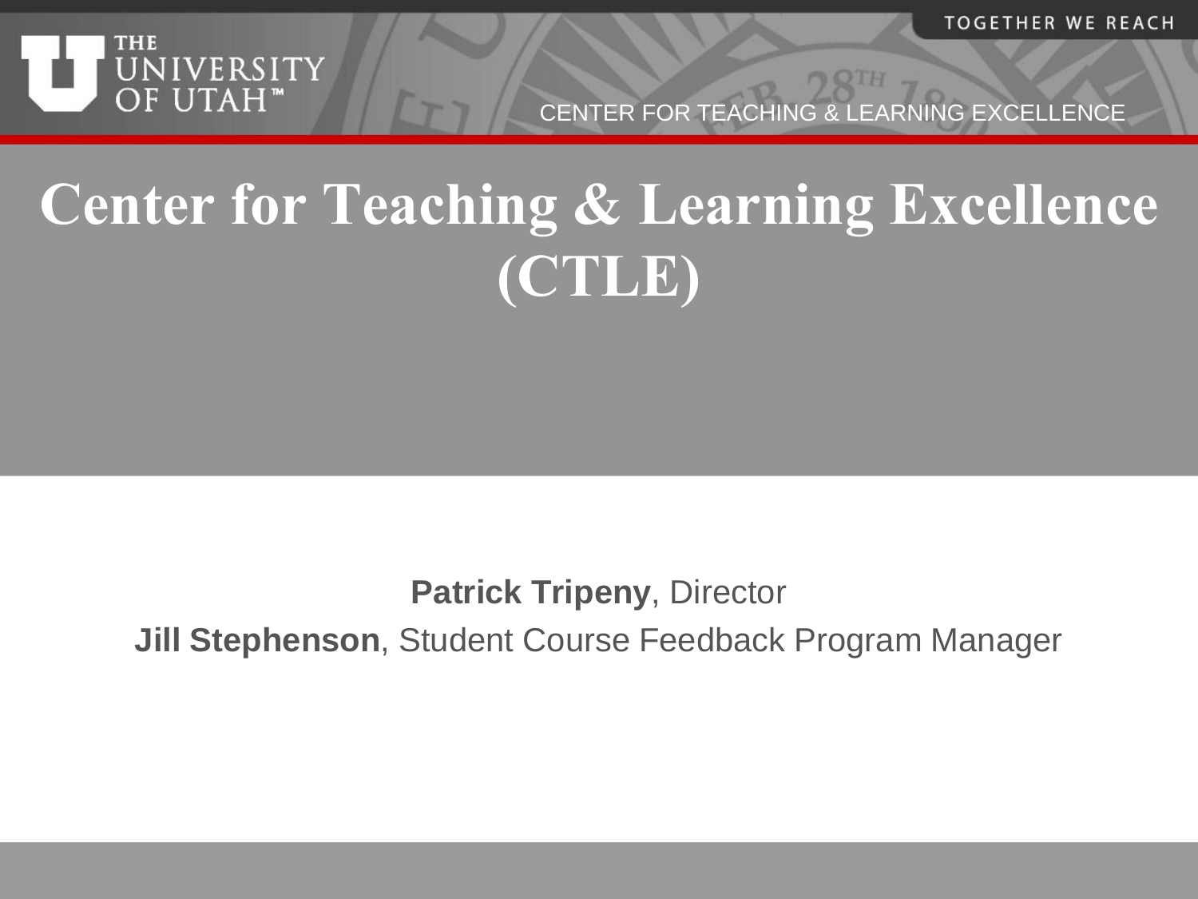# Center for Teaching & Learning Excellence (CTLE)

**Patrick Tripeny**, Director

**Jill Stephenson**, Student Course Feedback Program Manager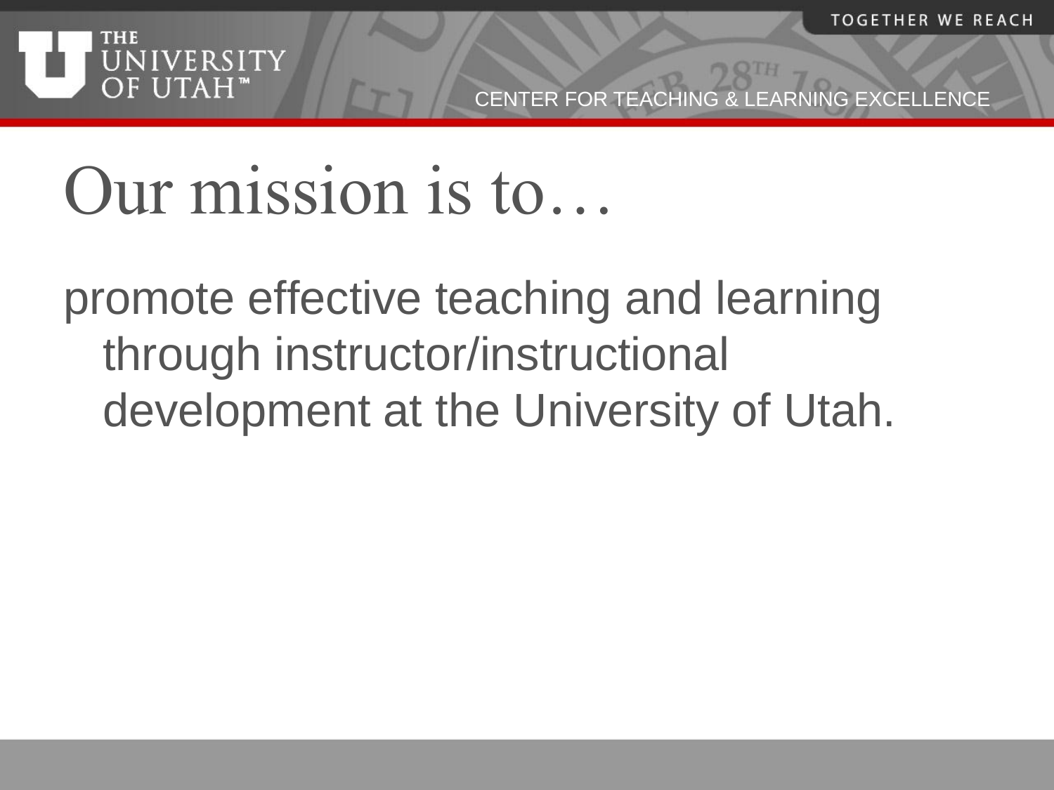# Our mission is to…

promote effective teaching and learning through instructor/instructional development at the University of Utah.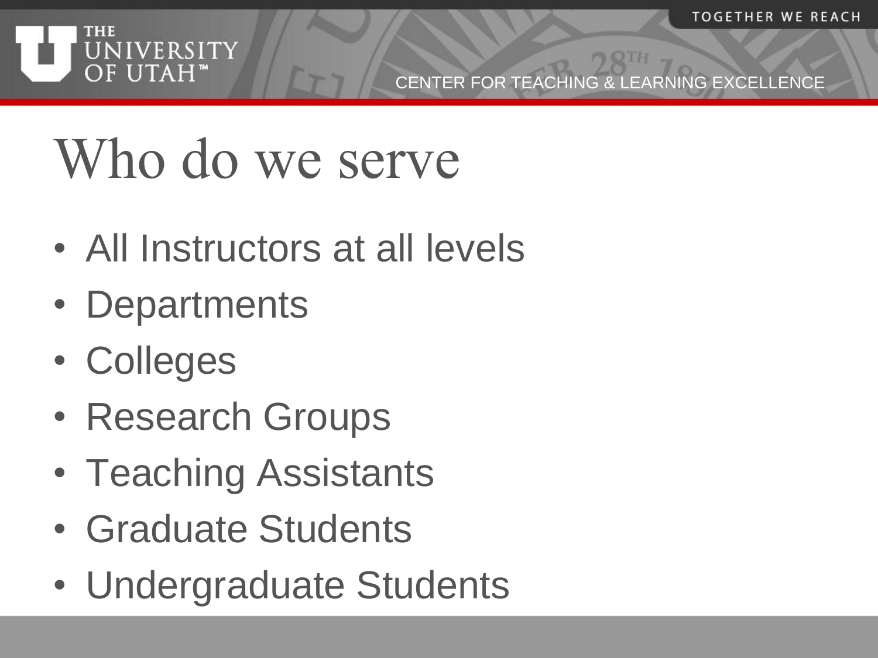# Who do we serve

- All Instructors at all levels
- Departments
- Colleges
- Research Groups
- Teaching Assistants
- Graduate Students
- Undergraduate Students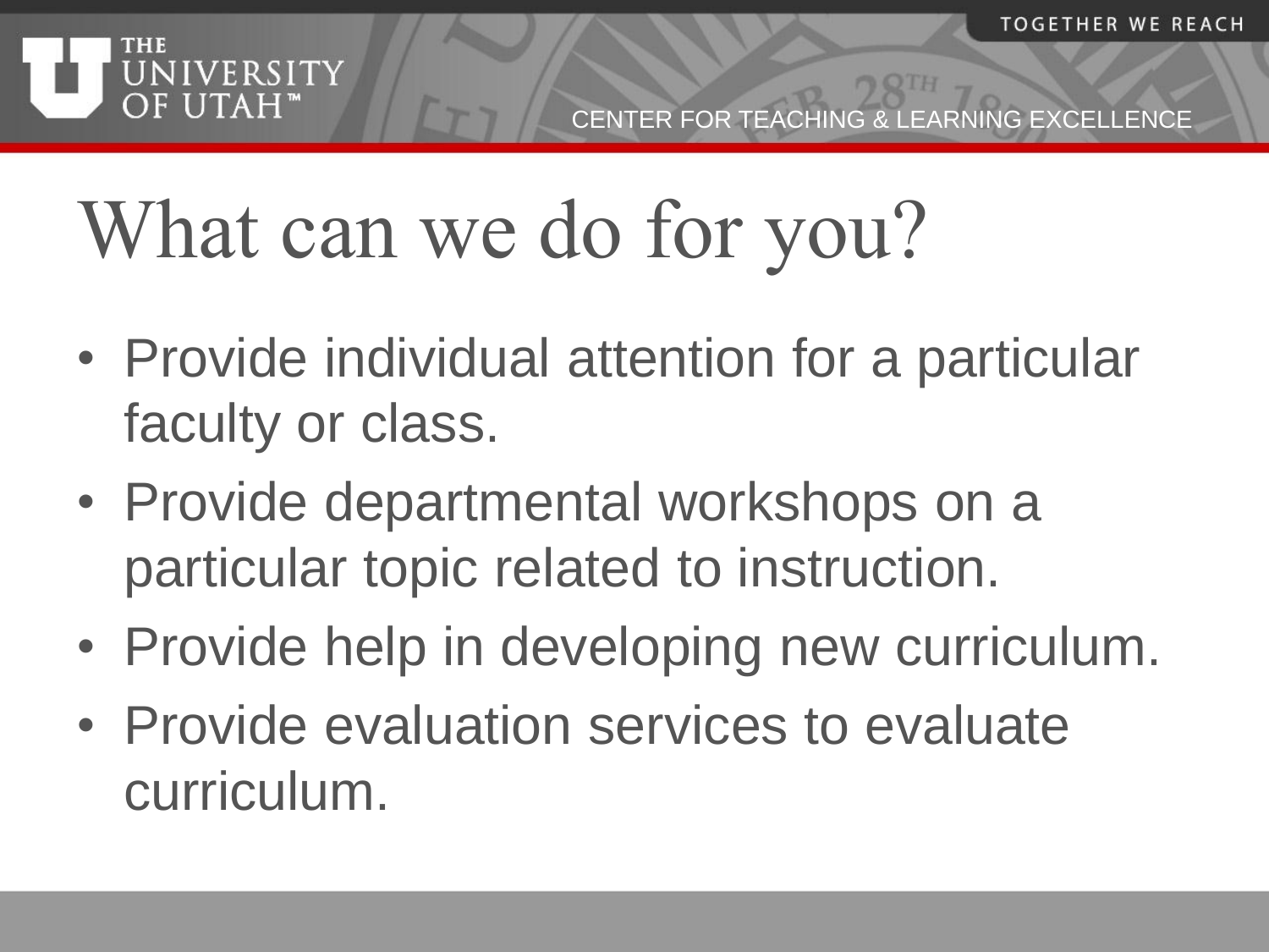# What can we do for you?

- Provide individual attention for a particular faculty or class.
- Provide departmental workshops on a particular topic related to instruction.
- Provide help in developing new curriculum.
- Provide evaluation services to evaluate curriculum.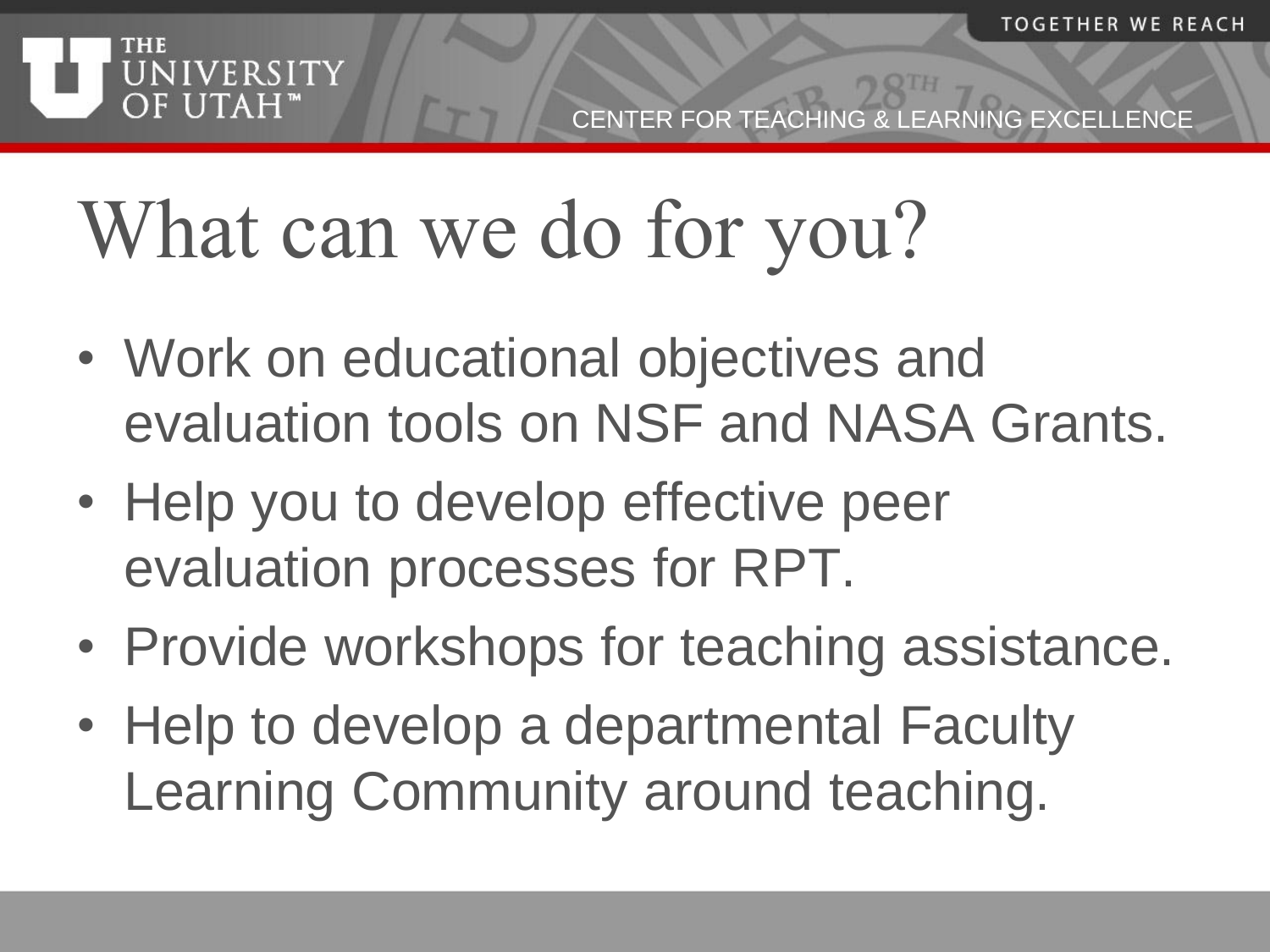# What can we do for you?

- Work on educational objectives and evaluation tools on NSF and NASA Grants.
- Help you to develop effective peer evaluation processes for RPT.
- Provide workshops for teaching assistance.
- Help to develop a departmental Faculty Learning Community around teaching.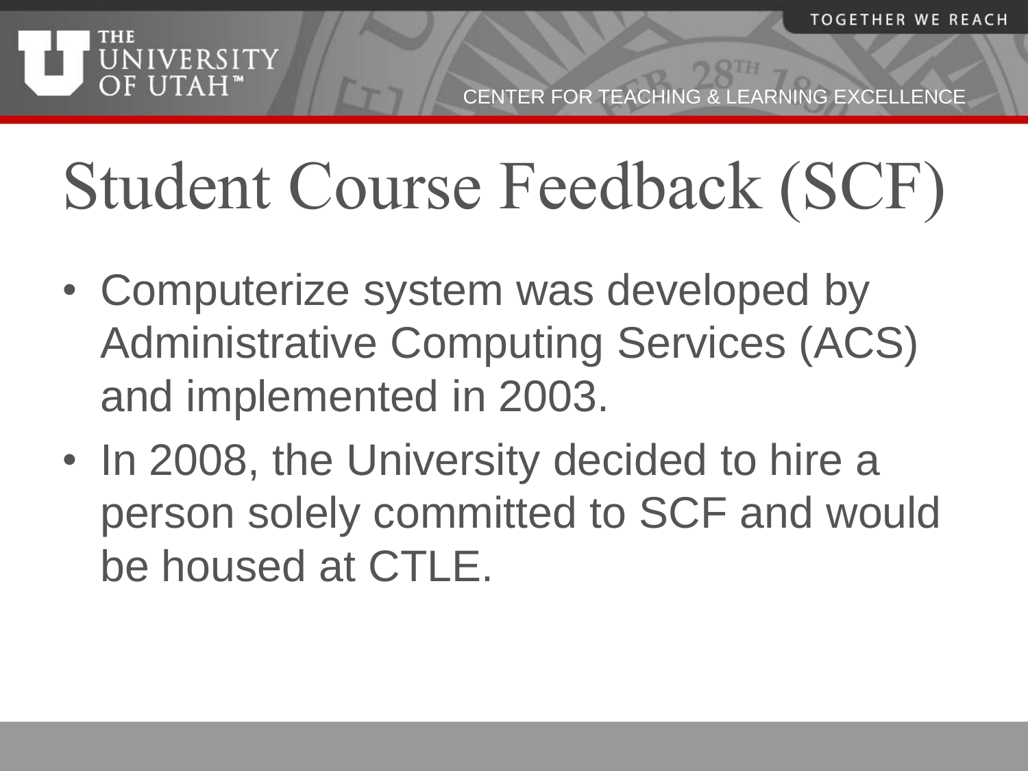# Student Course Feedback (SCF)

- Computerize system was developed by Administrative Computing Services (ACS) and implemented in 2003.
- In 2008, the University decided to hire a person solely committed to SCF and would be housed at CTLE.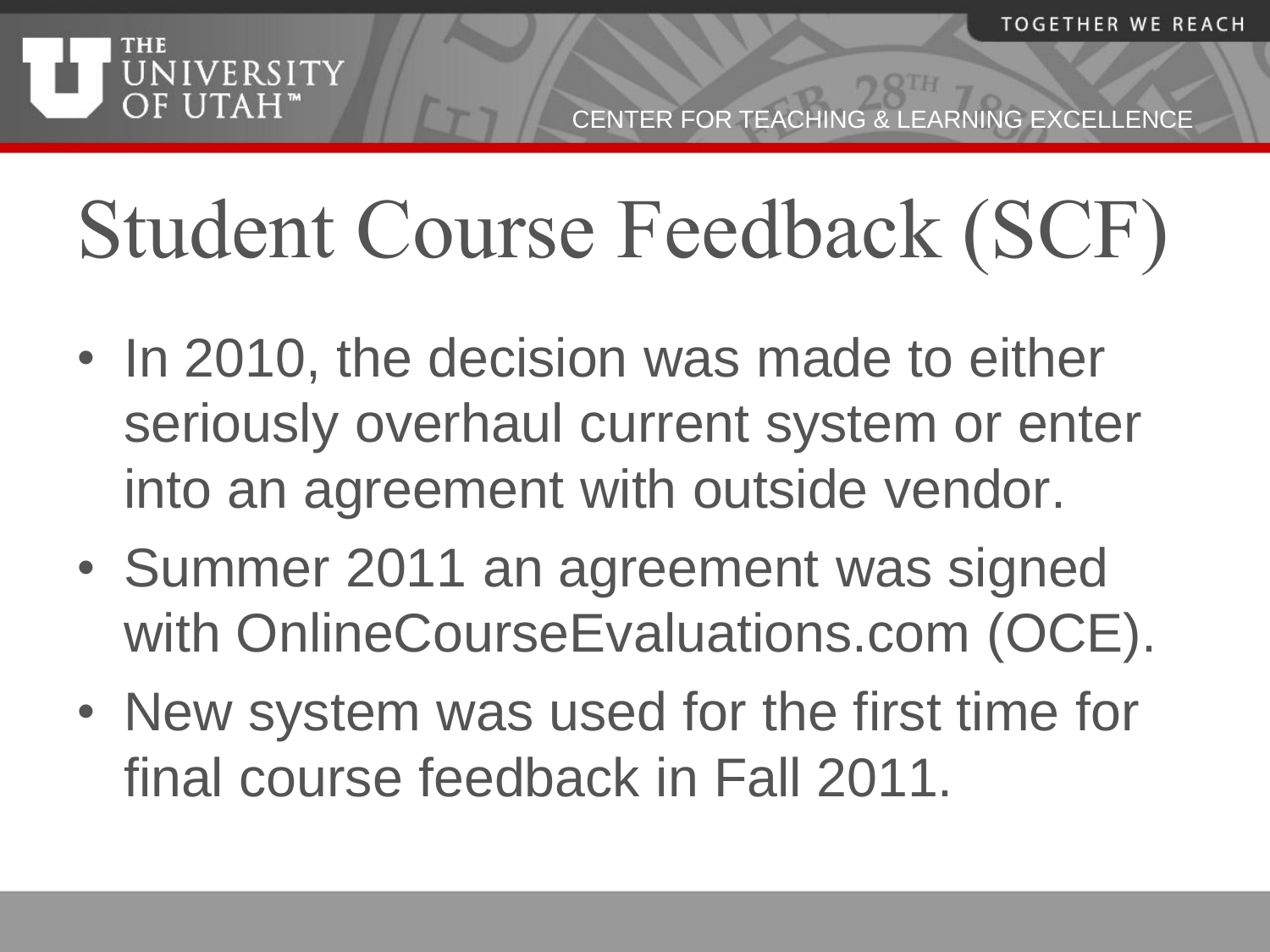# Student Course Feedback (SCF)

- In 2010, the decision was made to either seriously overhaul current system or enter into an agreement with outside vendor.
- Summer 2011 an agreement was signed with OnlineCourseEvaluations.com (OCE).
- New system was used for the first time for final course feedback in Fall 2011.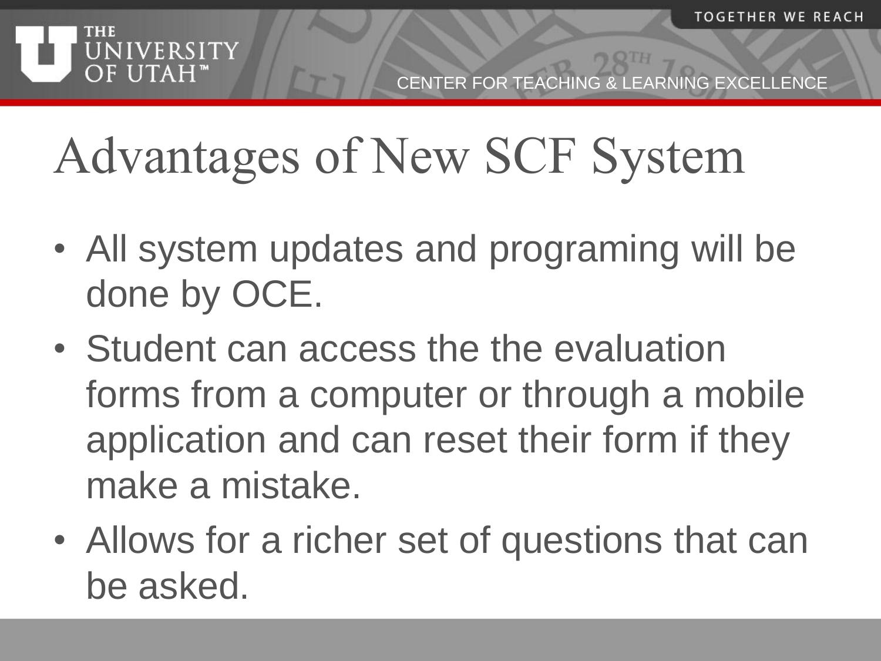# Advantages of New SCF System

- All system updates and programing will be done by OCE.
- Student can access the the evaluation forms from a computer or through a mobile application and can reset their form if they make a mistake.
- Allows for a richer set of questions that can be asked.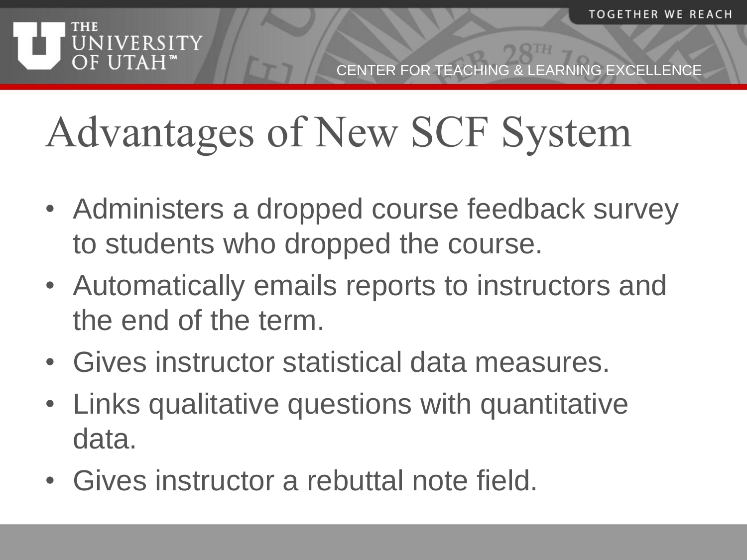# Advantages of New SCF System

- Administers a dropped course feedback survey to students who dropped the course.
- Automatically emails reports to instructors and the end of the term.
- Gives instructor statistical data measures.
- Links qualitative questions with quantitative data.
- Gives instructor a rebuttal note field.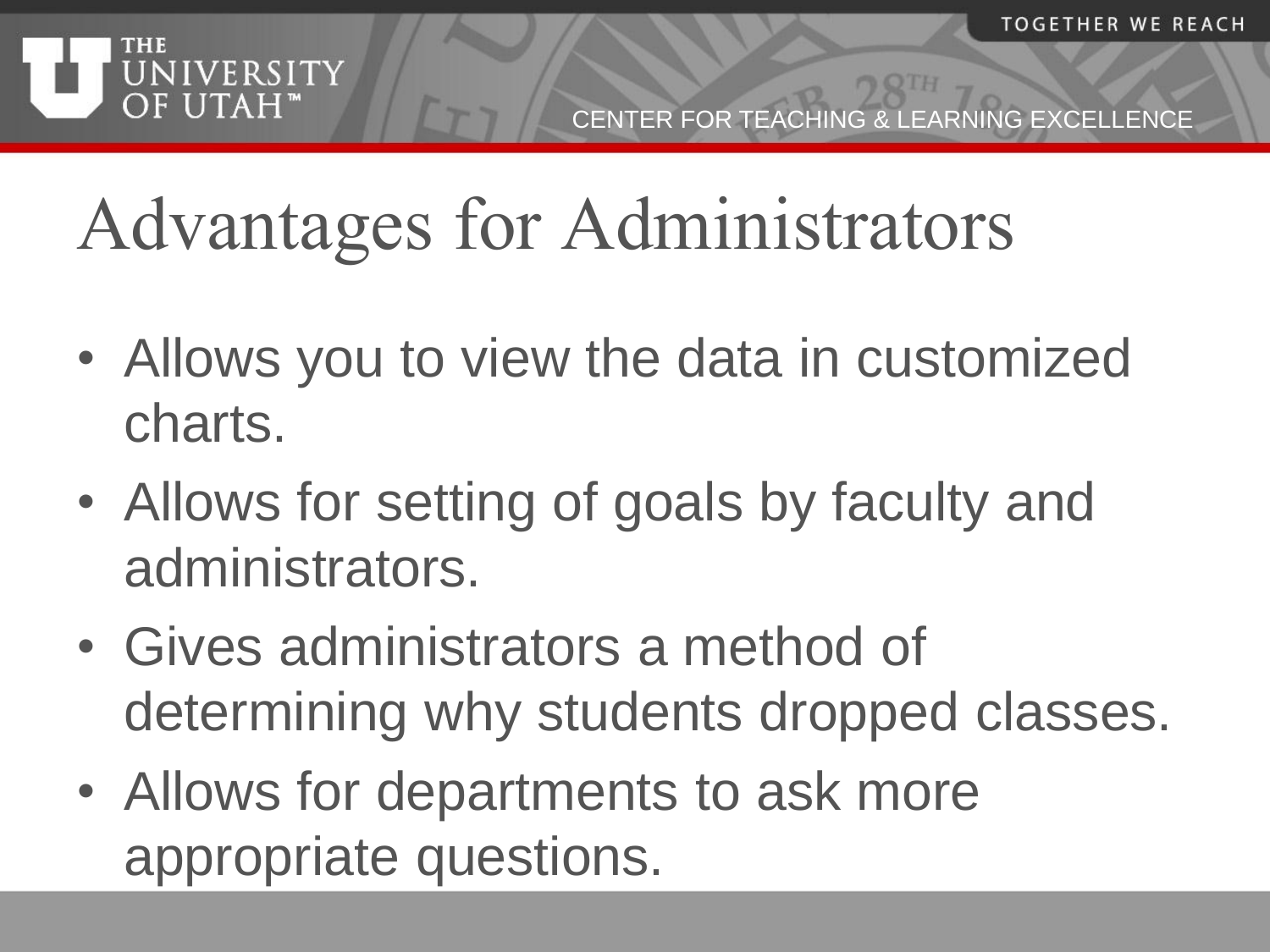# Advantages for Administrators

- Allows you to view the data in customized charts.
- Allows for setting of goals by faculty and administrators.
- Gives administrators a method of determining why students dropped classes.
- Allows for departments to ask more appropriate questions.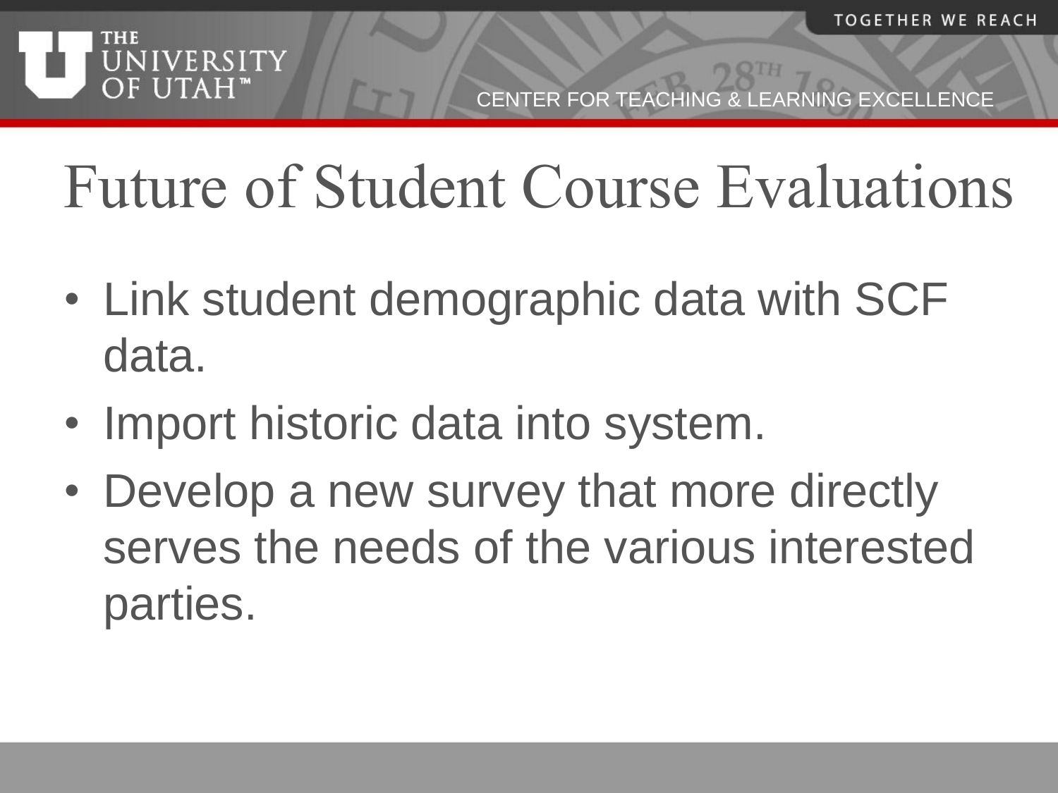# Future of Student Course Evaluations

- Link student demographic data with SCF data.
- Import historic data into system.
- Develop a new survey that more directly serves the needs of the various interested parties.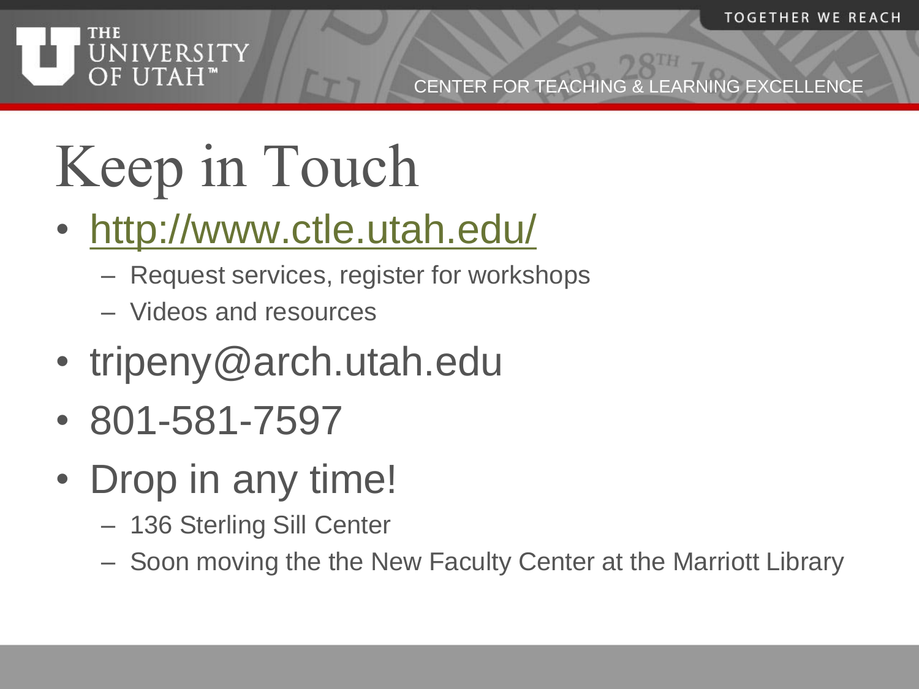# Keep in Touch

- http://www.ctle.utah.edu/
  - Request services, register for workshops
  - Videos and resources
- tripeny@arch.utah.edu
- 801-581-7597
- Drop in any time!
  - 136 Sterling Sill Center
  - Soon moving the the New Faculty Center at the Marriott Library